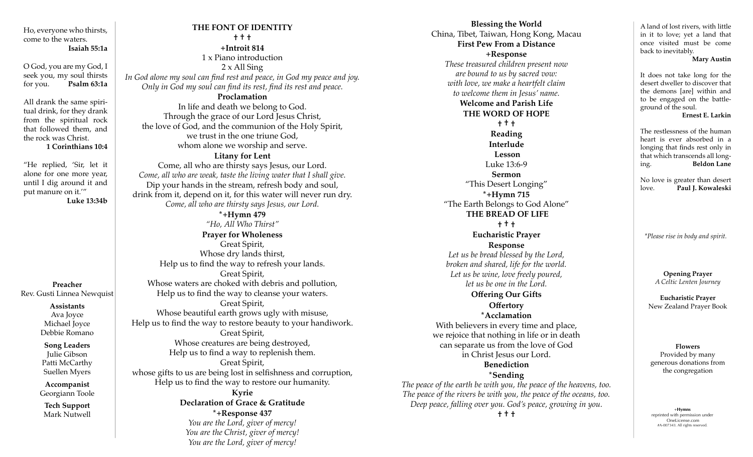Ho, everyone who thirsts, come to the waters.
**Isaiah 55:1a**

O God, you are my God, I seek you, my soul thirsts for you. **Psalm 63:1a**

All drank the same spiritual drink, for they drank from the spiritual rock that followed them, and the rock was Christ.
**1 Corinthians 10:4**

"He replied, 'Sir, let it alone for one more year, until I dig around it and put manure on it.'"
**Luke 13:34b**

**Preacher**
Rev. Gusti Linnea Newquist

**Assistants**
Ava Joyce
Michael Joyce
Debbie Romano

**Song Leaders**
Julie Gibson
Patti McCarthy
Suellen Myers

**Accompanist**
Georgiann Toole

**Tech Support**
Mark Nutwell

## THE FONT OF IDENTITY

† † †

**+Introit 814**
1 x Piano introduction
2 x All Sing
*In God alone my soul can find rest and peace, in God my peace and joy.*
*Only in God my soul can find its rest, find its rest and peace.*

**Proclamation**
In life and death we belong to God.
Through the grace of our Lord Jesus Christ,
the love of God, and the communion of the Holy Spirit,
we trust in the one triune God,
whom alone we worship and serve.

**Litany for Lent**
Come, all who are thirsty says Jesus, our Lord.
*Come, all who are weak, taste the living water that I shall give.*
Dip your hands in the stream, refresh body and soul,
drink from it, depend on it, for this water will never run dry.
*Come, all who are thirsty says Jesus, our Lord.*

**\*+Hymn 479**
*"Ho, All Who Thirst"*

**Prayer for Wholeness**
Great Spirit,
Whose dry lands thirst,
Help us to find the way to refresh your lands.
Great Spirit,
Whose waters are choked with debris and pollution,
Help us to find the way to cleanse your waters.
Great Spirit,
Whose beautiful earth grows ugly with misuse,
Help us to find the way to restore beauty to your handiwork.
Great Spirit,
Whose creatures are being destroyed,
Help us to find a way to replenish them.
Great Spirit,
whose gifts to us are being lost in selfishness and corruption,
Help us to find the way to restore our humanity.

**Kyrie**

**Declaration of Grace & Gratitude**

**\*+Response 437**
*You are the Lord, giver of mercy!*
*You are the Christ, giver of mercy!*
*You are the Lord, giver of mercy!*

**Blessing the World**
China, Tibet, Taiwan, Hong Kong, Macau

**First Pew From a Distance**

**+Response**
*These treasured children present now*
*are bound to us by sacred vow:*
*with love, we make a heartfelt claim*
*to welcome them in Jesus' name.*

**Welcome and Parish Life**

## THE WORD OF HOPE

† † †

**Reading**

**Interlude**

**Lesson**
Luke 13:6-9

**Sermon**
"This Desert Longing"

**\*+Hymn 715**
"The Earth Belongs to God Alone"

## THE BREAD OF LIFE

† † †

**Eucharistic Prayer**

**Response**
*Let us be bread blessed by the Lord,*
*broken and shared, life for the world.*
*Let us be wine, love freely poured,*
*let us be one in the Lord.*

**Offering Our Gifts**

**Offertory**

**\*Acclamation**
With believers in every time and place,
we rejoice that nothing in life or in death
can separate us from the love of God
in Christ Jesus our Lord.

**Benediction**

**\*Sending**
*The peace of the earth be with you, the peace of the heavens, too.*
*The peace of the rivers be with you, the peace of the oceans, too.*
*Deep peace, falling over you. God's peace, growing in you.*

† † †

A land of lost rivers, with little in it to love; yet a land that once visited must be come back to inevitably.
**Mary Austin**

It does not take long for the desert dweller to discover that the demons [are] within and to be engaged on the battleground of the soul.
**Ernest E. Larkin**

The restlessness of the human heart is ever absorbed in a longing that finds rest only in that which transcends all longing. **Beldon Lane**

No love is greater than desert love. **Paul J. Kowaleski**

*\*Please rise in body and spirit.*

**Opening Prayer**
*A Celtic Lenten Journey*

**Eucharistic Prayer**
New Zealand Prayer Book

**Flowers**
Provided by many generous donations from the congregation

+**Hymns**
reprinted with permission under OneLicense.com #A-007343. All rights reserved.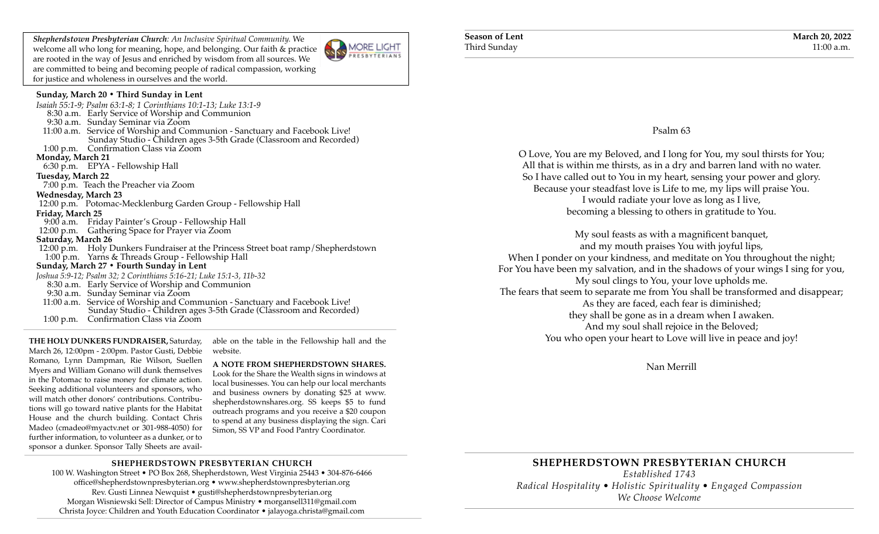*Shepherdstown Presbyterian Church: An Inclusive Spiritual Community.* We welcome all who long for meaning, hope, and belonging. Our faith & practice are rooted in the way of Jesus and enriched by wisdom from all sources. We are committed to being and becoming people of radical compassion, working for justice and wholeness in ourselves and the world.

MORE LIGHT PRESBYTERIANS

**Sunday, March 20 • Third Sunday in Lent**

*Isaiah 55:1-9; Psalm 63:1-8; 1 Corinthians 10:1-13; Luke 13:1-9*

8:30 a.m. Early Service of Worship and Communion
9:30 a.m. Sunday Seminar via Zoom
11:00 a.m. Service of Worship and Communion - Sanctuary and Facebook Live!
Sunday Studio - Children ages 3-5th Grade (Classroom and Recorded)
1:00 p.m. Confirmation Class via Zoom

**Monday, March 21**

6:30 p.m. EPYA - Fellowship Hall

**Tuesday, March 22**

7:00 p.m. Teach the Preacher via Zoom

**Wednesday, March 23**

12:00 p.m. Potomac-Mecklenburg Garden Group - Fellowship Hall

**Friday, March 25**

9:00 a.m. Friday Painter's Group - Fellowship Hall
12:00 p.m. Gathering Space for Prayer via Zoom

**Saturday, March 26**

12:00 p.m. Holy Dunkers Fundraiser at the Princess Street boat ramp/Shepherdstown
1:00 p.m. Yarns & Threads Group - Fellowship Hall

**Sunday, March 27 • Fourth Sunday in Lent**

*Joshua 5:9-12; Psalm 32; 2 Corinthians 5:16-21; Luke 15:1-3, 11b-32*

8:30 a.m. Early Service of Worship and Communion
9:30 a.m. Sunday Seminar via Zoom
11:00 a.m. Service of Worship and Communion - Sanctuary and Facebook Live!
Sunday Studio - Children ages 3-5th Grade (Classroom and Recorded)
1:00 p.m. Confirmation Class via Zoom

**THE HOLY DUNKERS FUNDRAISER,** Saturday, March 26, 12:00pm - 2:00pm. Pastor Gusti, Debbie Romano, Lynn Dampman, Rie Wilson, Suellen Myers and William Gonano will dunk themselves in the Potomac to raise money for climate action. Seeking additional volunteers and sponsors, who will match other donors' contributions. Contributions will go toward native plants for the Habitat House and the church building. Contact Chris Madeo (cmadeo@myactv.net or 301-988-4050) for further information, to volunteer as a dunker, or to sponsor a dunker. Sponsor Tally Sheets are available on the table in the Fellowship hall and the website.

**A NOTE FROM SHEPHERDSTOWN SHARES.** Look for the Share the Wealth signs in windows at local businesses. You can help our local merchants and business owners by donating $25 at www.shepherdstownshares.org. SS keeps $5 to fund outreach programs and you receive a $20 coupon to spend at any business displaying the sign. Cari Simon, SS VP and Food Pantry Coordinator.

**SHEPHERDSTOWN PRESBYTERIAN CHURCH**

100 W. Washington Street • PO Box 268, Shepherdstown, West Virginia 25443 • 304-876-6466
office@shepherdstownpresbyterian.org • www.shepherdstownpresbyterian.org
Rev. Gusti Linnea Newquist • gusti@shepherdstownpresbyterian.org
Morgan Wisniewski Sell: Director of Campus Ministry • morgansell311@gmail.com
Christa Joyce: Children and Youth Education Coordinator • jalayoga.christa@gmail.com

---

**Season of Lent** | **March 20, 2022**
Third Sunday | 11:00 a.m.

Psalm 63

O Love, You are my Beloved, and I long for You, my soul thirsts for You;
All that is within me thirsts, as in a dry and barren land with no water.
So I have called out to You in my heart, sensing your power and glory.
Because your steadfast love is Life to me, my lips will praise You.
I would radiate your love as long as I live,
becoming a blessing to others in gratitude to You.

My soul feasts as with a magnificent banquet,
and my mouth praises You with joyful lips,
When I ponder on your kindness, and meditate on You throughout the night;
For You have been my salvation, and in the shadows of your wings I sing for you,
My soul clings to You, your love upholds me.
The fears that seem to separate me from You shall be transformed and disappear;
As they are faced, each fear is diminished;
they shall be gone as in a dream when I awaken.
And my soul shall rejoice in the Beloved;
You who open your heart to Love will live in peace and joy!

Nan Merrill

**SHEPHERDSTOWN PRESBYTERIAN CHURCH**

*Established 1743*
*Radical Hospitality • Holistic Spirituality • Engaged Compassion*
*We Choose Welcome*